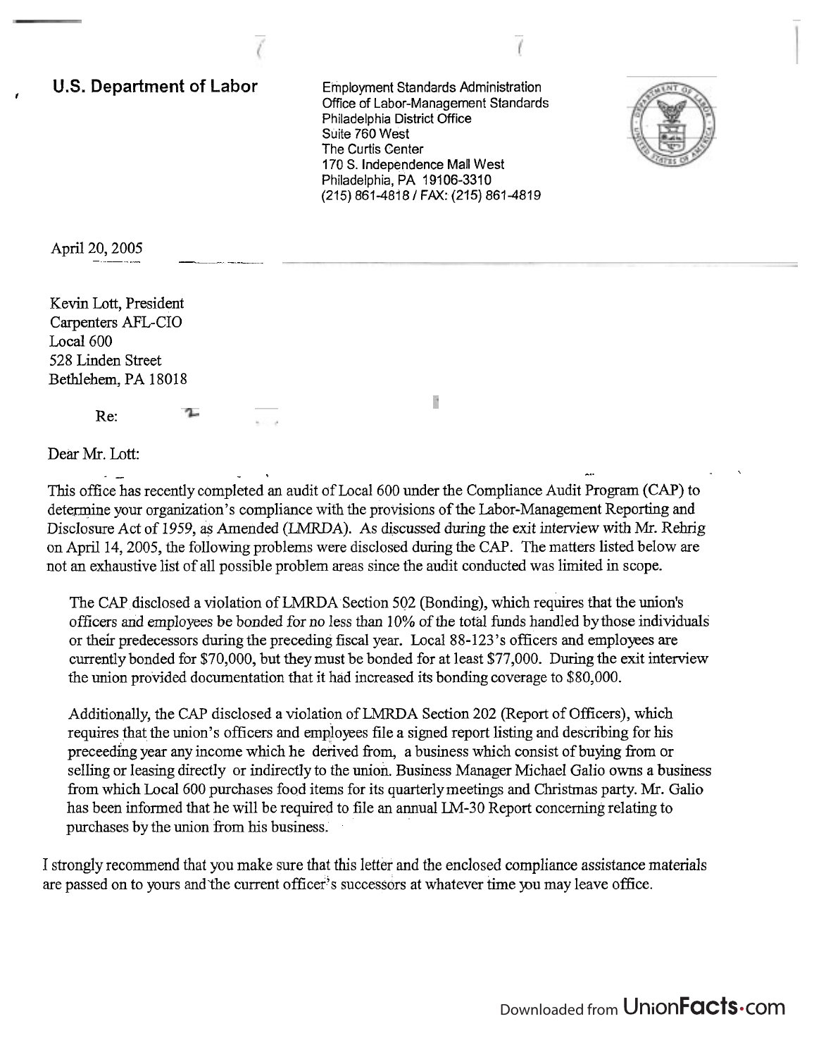**U.S. Department of Labor**

Employment Standards Administration
Office of Labor-Management Standards
Philadelphia District Office
Suite 760 West
The Curtis Center
170 S. Independence Mall West
Philadelphia, PA 19106-3310
(215) 861-4818 / FAX: (215) 861-4819

April 20, 2005

Kevin Lott, President
Carpenters AFL-CIO
Local 600
528 Linden Street
Bethlehem, PA 18018

Re:

Dear Mr. Lott:

This office has recently completed an audit of Local 600 under the Compliance Audit Program (CAP) to determine your organization's compliance with the provisions of the Labor-Management Reporting and Disclosure Act of 1959, as Amended (LMRDA). As discussed during the exit interview with Mr. Rehrig on April 14, 2005, the following problems were disclosed during the CAP. The matters listed below are not an exhaustive list of all possible problem areas since the audit conducted was limited in scope.

The CAP disclosed a violation of LMRDA Section 502 (Bonding), which requires that the union's officers and employees be bonded for no less than 10% of the total funds handled by those individuals or their predecessors during the preceding fiscal year. Local 88-123's officers and employees are currently bonded for $70,000, but they must be bonded for at least $77,000. During the exit interview the union provided documentation that it had increased its bonding coverage to $80,000.

Additionally, the CAP disclosed a violation of LMRDA Section 202 (Report of Officers), which requires that the union's officers and employees file a signed report listing and describing for his preceeding year any income which he derived from, a business which consist of buying from or selling or leasing directly or indirectly to the union. Business Manager Michael Galio owns a business from which Local 600 purchases food items for its quarterly meetings and Christmas party. Mr. Galio has been informed that he will be required to file an annual LM-30 Report concerning relating to purchases by the union from his business.

I strongly recommend that you make sure that this letter and the enclosed compliance assistance materials are passed on to yours and the current officer's successors at whatever time you may leave office.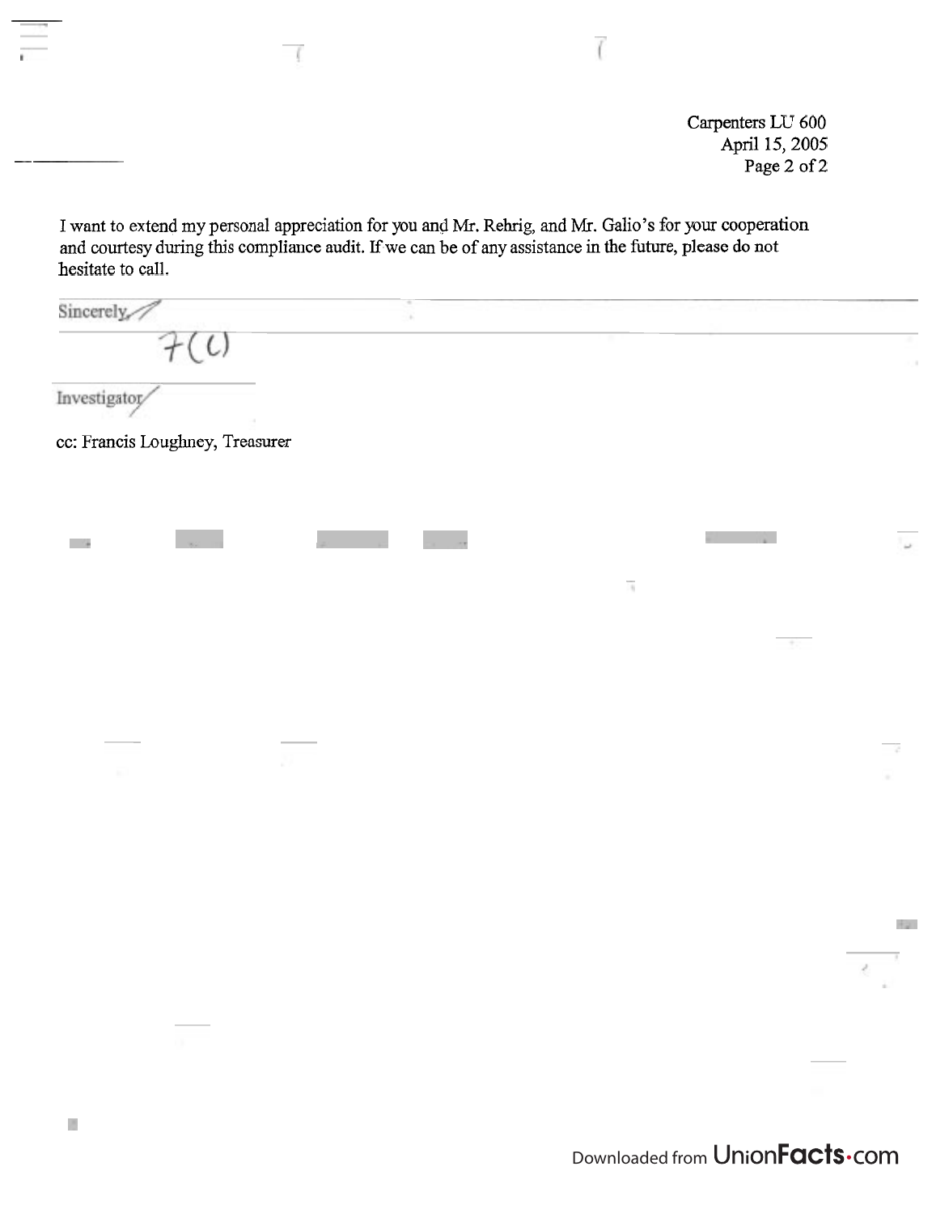I want to extend my personal appreciation for you and Mr. Rehrig, and Mr. Galio's for your cooperation and courtesy during this compliance audit. If we can be of any assistance in the future, please do not hesitate to call.

Sincerely,

7(C)

Investigator

cc: Francis Loughney, Treasurer